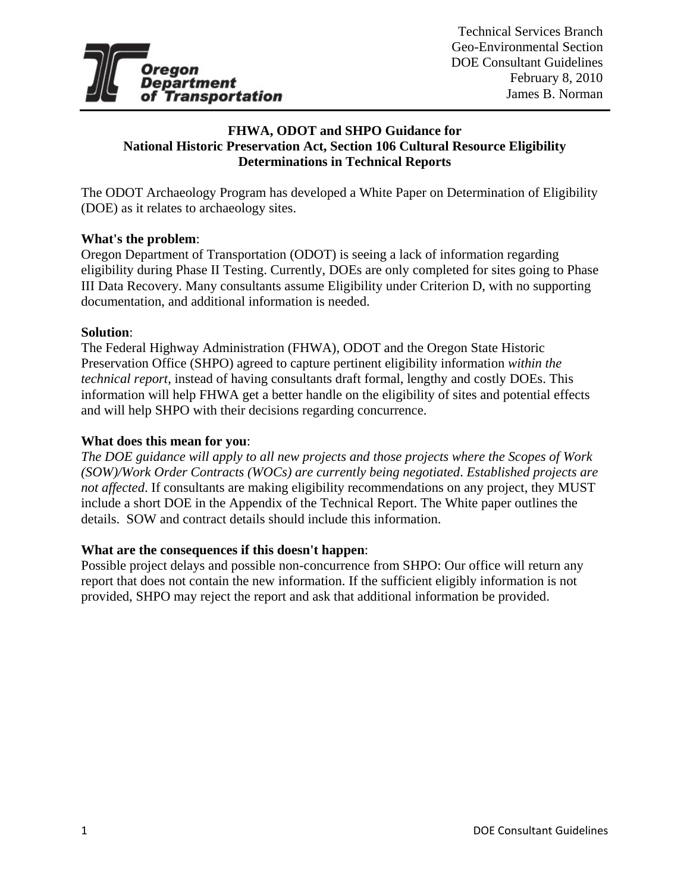Oregon Department of Transportation

Technical Services Branch
Geo-Environmental Section
DOE Consultant Guidelines
February 8, 2010
James B. Norman

**FHWA, ODOT and SHPO Guidance for National Historic Preservation Act, Section 106 Cultural Resource Eligibility Determinations in Technical Reports**

The ODOT Archaeology Program has developed a White Paper on Determination of Eligibility (DOE) as it relates to archaeology sites.

**What's the problem**:
Oregon Department of Transportation (ODOT) is seeing a lack of information regarding eligibility during Phase II Testing. Currently, DOEs are only completed for sites going to Phase III Data Recovery. Many consultants assume Eligibility under Criterion D, with no supporting documentation, and additional information is needed.

**Solution**:
The Federal Highway Administration (FHWA), ODOT and the Oregon State Historic Preservation Office (SHPO) agreed to capture pertinent eligibility information *within the technical report*, instead of having consultants draft formal, lengthy and costly DOEs. This information will help FHWA get a better handle on the eligibility of sites and potential effects and will help SHPO with their decisions regarding concurrence.

**What does this mean for you**:
*The DOE guidance will apply to all new projects and those projects where the Scopes of Work (SOW)/Work Order Contracts (WOCs) are currently being negotiated*. *Established projects are not affected*. If consultants are making eligibility recommendations on any project, they MUST include a short DOE in the Appendix of the Technical Report. The White paper outlines the details. SOW and contract details should include this information.

**What are the consequences if this doesn't happen**:
Possible project delays and possible non-concurrence from SHPO: Our office will return any report that does not contain the new information. If the sufficient eligibly information is not provided, SHPO may reject the report and ask that additional information be provided.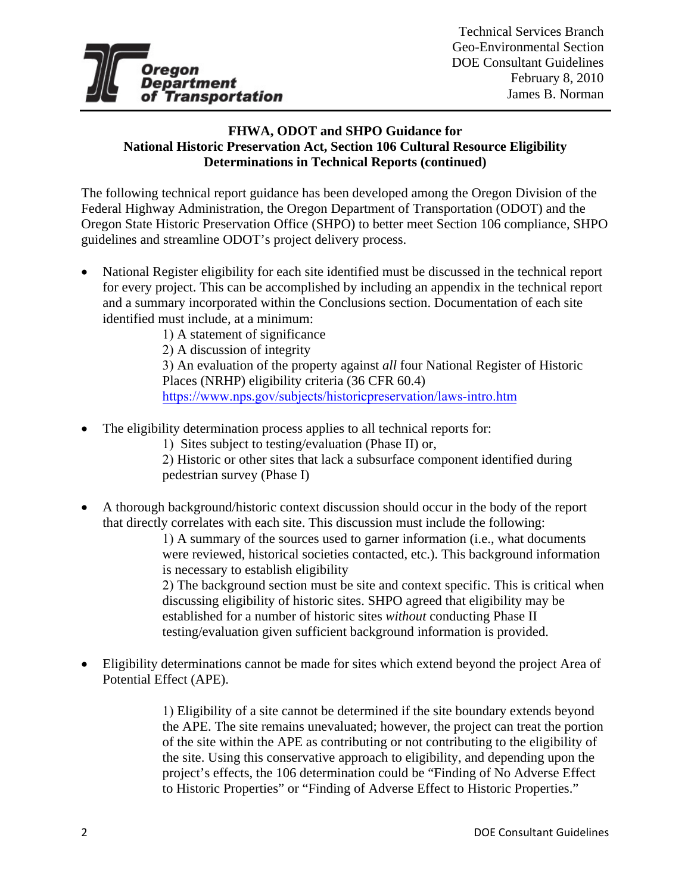Technical Services Branch
Geo-Environmental Section
DOE Consultant Guidelines
February 8, 2010
James B. Norman

## FHWA, ODOT and SHPO Guidance for National Historic Preservation Act, Section 106 Cultural Resource Eligibility Determinations in Technical Reports (continued)

The following technical report guidance has been developed among the Oregon Division of the Federal Highway Administration, the Oregon Department of Transportation (ODOT) and the Oregon State Historic Preservation Office (SHPO) to better meet Section 106 compliance, SHPO guidelines and streamline ODOT's project delivery process.

- National Register eligibility for each site identified must be discussed in the technical report for every project. This can be accomplished by including an appendix in the technical report and a summary incorporated within the Conclusions section. Documentation of each site identified must include, at a minimum:

  1) A statement of significance
  2) A discussion of integrity
  3) An evaluation of the property against *all* four National Register of Historic Places (NRHP) eligibility criteria (36 CFR 60.4) https://www.nps.gov/subjects/historicpreservation/laws-intro.htm

- The eligibility determination process applies to all technical reports for:

  1) Sites subject to testing/evaluation (Phase II) or,
  2) Historic or other sites that lack a subsurface component identified during pedestrian survey (Phase I)

- A thorough background/historic context discussion should occur in the body of the report that directly correlates with each site. This discussion must include the following:

  1) A summary of the sources used to garner information (i.e., what documents were reviewed, historical societies contacted, etc.). This background information is necessary to establish eligibility
  2) The background section must be site and context specific. This is critical when discussing eligibility of historic sites. SHPO agreed that eligibility may be established for a number of historic sites *without* conducting Phase II testing/evaluation given sufficient background information is provided.

- Eligibility determinations cannot be made for sites which extend beyond the project Area of Potential Effect (APE).

  1) Eligibility of a site cannot be determined if the site boundary extends beyond the APE. The site remains unevaluated; however, the project can treat the portion of the site within the APE as contributing or not contributing to the eligibility of the site. Using this conservative approach to eligibility, and depending upon the project's effects, the 106 determination could be "Finding of No Adverse Effect to Historic Properties" or "Finding of Adverse Effect to Historic Properties."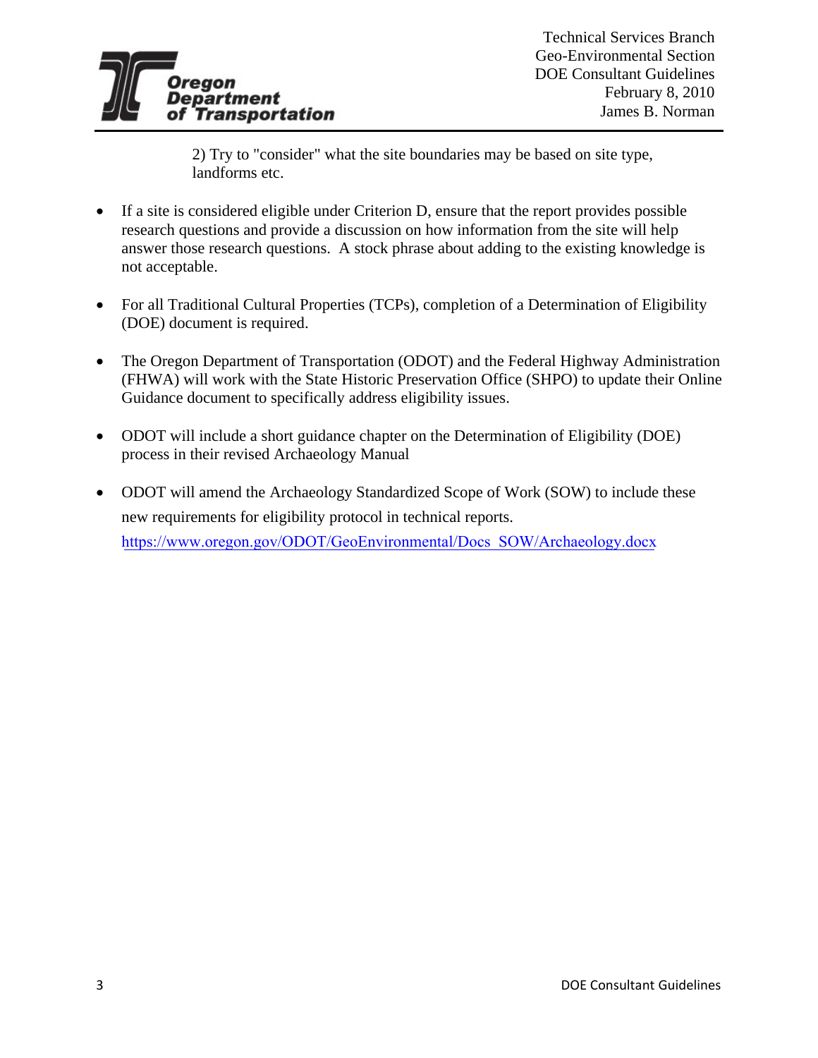2) Try to "consider" what the site boundaries may be based on site type, landforms etc.

- If a site is considered eligible under Criterion D, ensure that the report provides possible research questions and provide a discussion on how information from the site will help answer those research questions. A stock phrase about adding to the existing knowledge is not acceptable.

- For all Traditional Cultural Properties (TCPs), completion of a Determination of Eligibility (DOE) document is required.

- The Oregon Department of Transportation (ODOT) and the Federal Highway Administration (FHWA) will work with the State Historic Preservation Office (SHPO) to update their Online Guidance document to specifically address eligibility issues.

- ODOT will include a short guidance chapter on the Determination of Eligibility (DOE) process in their revised Archaeology Manual

- ODOT will amend the Archaeology Standardized Scope of Work (SOW) to include these new requirements for eligibility protocol in technical reports. https://www.oregon.gov/ODOT/GeoEnvironmental/Docs_SOW/Archaeology.docx